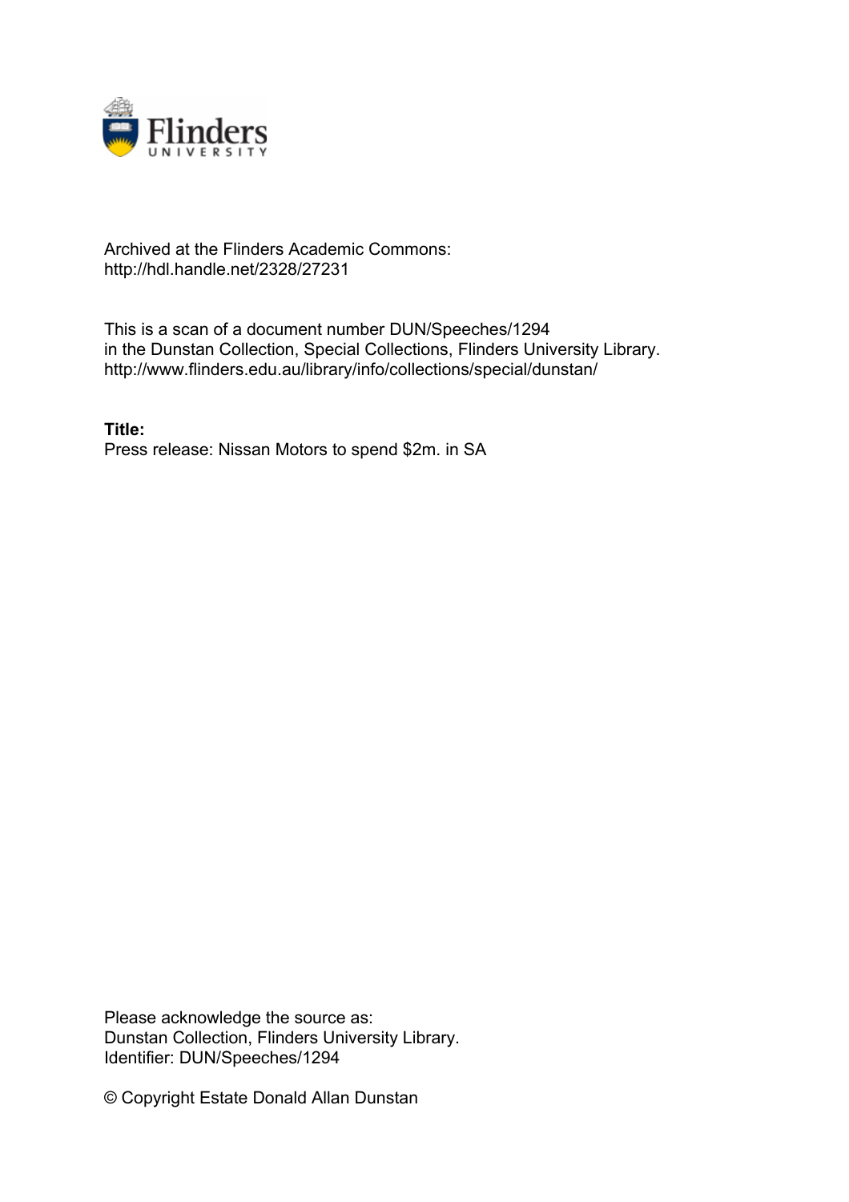Archived at the Flinders Academic Commons:
http://hdl.handle.net/2328/27231

This is a scan of a document number DUN/Speeches/1294
in the Dunstan Collection, Special Collections, Flinders University Library.
http://www.flinders.edu.au/library/info/collections/special/dunstan/

**Title:**
Press release: Nissan Motors to spend $2m. in SA

Please acknowledge the source as:
Dunstan Collection, Flinders University Library.
Identifier: DUN/Speeches/1294

© Copyright Estate Donald Allan Dunstan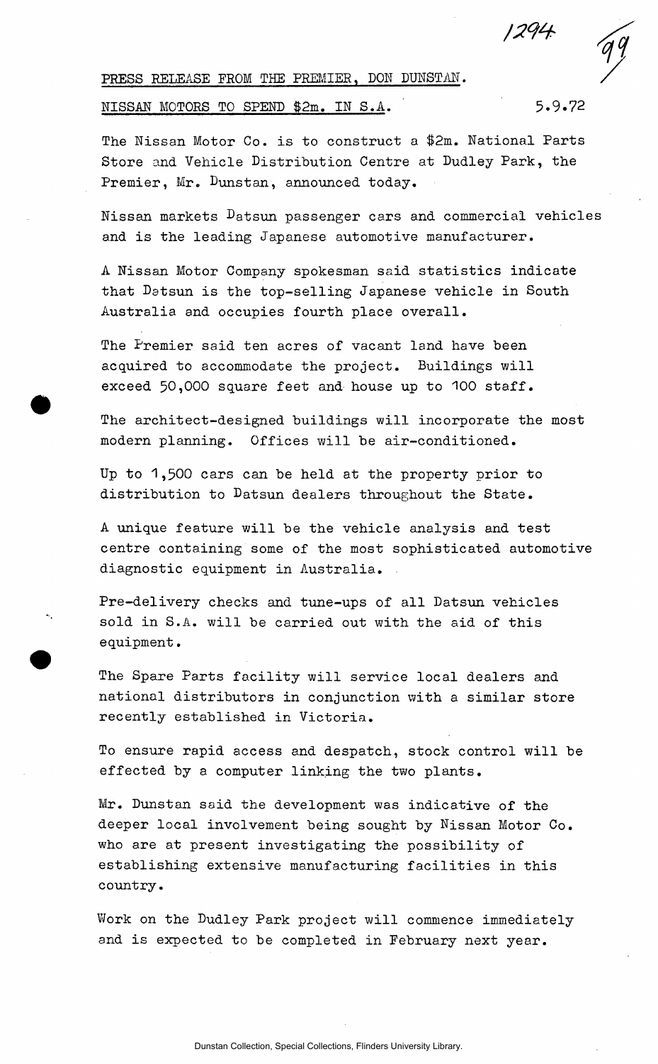PRESS RELEASE FROM THE PREMIER, DON DUNSTAN.

NISSAN MOTORS TO SPEND $2m. IN S.A. 5.9.72

The Nissan Motor Co. is to construct a $2m. National Parts Store and Vehicle Distribution Centre at Dudley Park, the Premier, Mr. Dunstan, announced today.

Nissan markets Datsun passenger cars and commercial vehicles and is the leading Japanese automotive manufacturer.

A Nissan Motor Company spokesman said statistics indicate that Datsun is the top-selling Japanese vehicle in South Australia and occupies fourth place overall.

The Premier said ten acres of vacant land have been acquired to accommodate the project. Buildings will exceed 50,000 square feet and house up to 100 staff.

The architect-designed buildings will incorporate the most modern planning. Offices will be air-conditioned.

Up to 1,500 cars can be held at the property prior to distribution to Datsun dealers throughout the State.

A unique feature will be the vehicle analysis and test centre containing some of the most sophisticated automotive diagnostic equipment in Australia.

Pre-delivery checks and tune-ups of all Datsun vehicles sold in S.A. will be carried out with the aid of this equipment.

The Spare Parts facility will service local dealers and national distributors in conjunction with a similar store recently established in Victoria.

To ensure rapid access and despatch, stock control will be effected by a computer linking the two plants.

Mr. Dunstan said the development was indicative of the deeper local involvement being sought by Nissan Motor Co. who are at present investigating the possibility of establishing extensive manufacturing facilities in this country.

Work on the Dudley Park project will commence immediately and is expected to be completed in February next year.